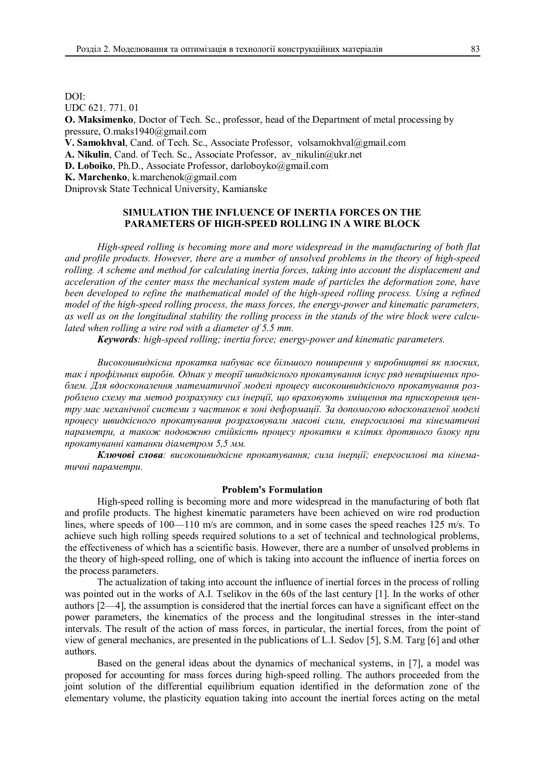DOI:

UDC 621. 771. 01

**O. Maksimenko**, Doctor of Tech. Sc., professor, head of the Department of metal processing by pressure, O.maks1940@gmail.com

**V. Samokhval**, Cand. of Tech. Sc., Associate Professor, volsamokhval@gmail.com

**A. Nikulin**, Cand. of Tech. Sc., Associate Professor, av_nikulin@ukr.net

**D. Loboiko**, Ph.D., Associate Professor, darloboyko@gmail.com

**K. Marchenko**, k.marchenok@gmail.com

Dniprovsk State Technical University, Kamianske

## SIMULATION THE INFLUENCE OF INERTIA FORCES ON THE PARAMETERS OF HIGH-SPEED ROLLING IN A WIRE BLOCK

*High-speed rolling is becoming more and more widespread in the manufacturing of both flat and profile products. However, there are a number of unsolved problems in the theory of high-speed rolling. A scheme and method for calculating inertia forces, taking into account the displacement and acceleration of the center mass the mechanical system made of particles the deformation zone, have been developed to refine the mathematical model of the high-speed rolling process. Using a refined model of the high-speed rolling process, the mass forces, the energy-power and kinematic parameters, as well as on the longitudinal stability the rolling process in the stands of the wire block were calculated when rolling a wire rod with a diameter of 5.5 mm.*

***Keywords**: high-speed rolling; inertia force; energy-power and kinematic parameters.*

*Високошвидкісна прокатка набуває все більшого поширення у виробництві як плоских, так і профільних виробів. Однак у теорії швидкісного прокатування існує ряд невирішених проблем. Для вдосконалення математичної моделі процесу високошвидкісного прокатування розроблено схему та метод розрахунку сил інерції, що враховують зміщення та прискорення центру мас механічної системи з частинок в зоні деформації. За допомогою вдосконаленої моделі процесу швидкісного прокатування розраховували масові сили, енергосилові та кінематичні параметри, а також подовжню стійкість процесу прокатки в клітях дротяного блоку при прокатуванні катанки діаметром 5,5 мм.*

***Ключові слова**: високошвидкісне прокатування; сила інерції; енергосилові та кінематичні параметри.*

### Problem's Formulation

High-speed rolling is becoming more and more widespread in the manufacturing of both flat and profile products. The highest kinematic parameters have been achieved on wire rod production lines, where speeds of 100—110 m/s are common, and in some cases the speed reaches 125 m/s. To achieve such high rolling speeds required solutions to a set of technical and technological problems, the effectiveness of which has a scientific basis. However, there are a number of unsolved problems in the theory of high-speed rolling, one of which is taking into account the influence of inertia forces on the process parameters.

The actualization of taking into account the influence of inertial forces in the process of rolling was pointed out in the works of A.I. Tselikov in the 60s of the last century [1]. In the works of other authors [2—4], the assumption is considered that the inertial forces can have a significant effect on the power parameters, the kinematics of the process and the longitudinal stresses in the inter-stand intervals. The result of the action of mass forces, in particular, the inertial forces, from the point of view of general mechanics, are presented in the publications of L.I. Sedov [5], S.M. Targ [6] and other authors.

Based on the general ideas about the dynamics of mechanical systems, in [7], a model was proposed for accounting for mass forces during high-speed rolling. The authors proceeded from the joint solution of the differential equilibrium equation identified in the deformation zone of the elementary volume, the plasticity equation taking into account the inertial forces acting on the metal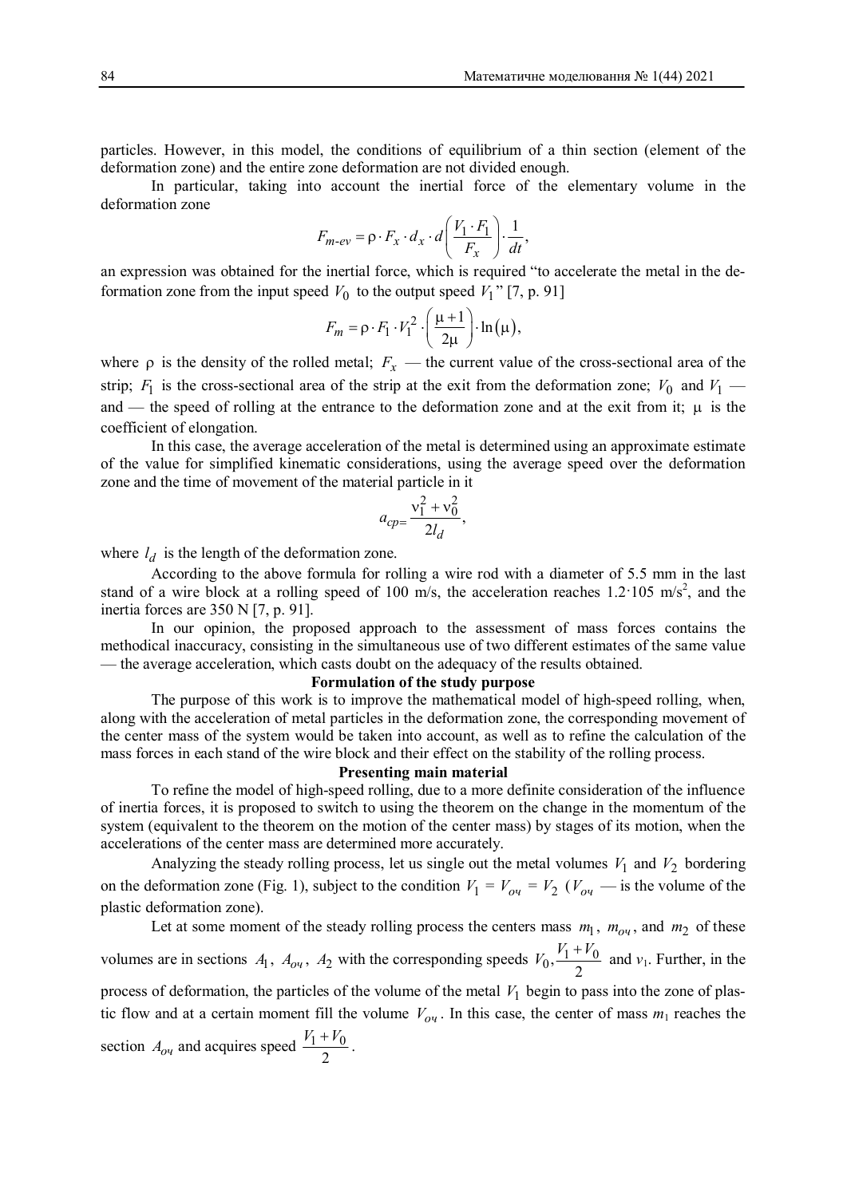particles. However, in this model, the conditions of equilibrium of a thin section (element of the deformation zone) and the entire zone deformation are not divided enough.

In particular, taking into account the inertial force of the elementary volume in the deformation zone

$$F_{m\text{-}ev} = \rho \cdot F_x \cdot d_x \cdot d\left(\frac{V_1 \cdot F_1}{F_x}\right) \cdot \frac{1}{dt},$$

an expression was obtained for the inertial force, which is required "to accelerate the metal in the deformation zone from the input speed $V_0$ to the output speed $V_1$" [7, p. 91]

$$F_m = \rho \cdot F_1 \cdot V_1^2 \cdot \left(\frac{\mu + 1}{2\mu}\right) \cdot \ln(\mu),$$

where $\rho$ is the density of the rolled metal; $F_x$ — the current value of the cross-sectional area of the strip; $F_1$ is the cross-sectional area of the strip at the exit from the deformation zone; $V_0$ and $V_1$ — and — the speed of rolling at the entrance to the deformation zone and at the exit from it; $\mu$ is the coefficient of elongation.

In this case, the average acceleration of the metal is determined using an approximate estimate of the value for simplified kinematic considerations, using the average speed over the deformation zone and the time of movement of the material particle in it

$$a_{cp=}\frac{\nu_1^2 + \nu_0^2}{2l_d},$$

where $l_d$ is the length of the deformation zone.

According to the above formula for rolling a wire rod with a diameter of 5.5 mm in the last stand of a wire block at a rolling speed of 100 m/s, the acceleration reaches 1.2·105 m/s$^2$, and the inertia forces are 350 N [7, p. 91].

In our opinion, the proposed approach to the assessment of mass forces contains the methodical inaccuracy, consisting in the simultaneous use of two different estimates of the same value — the average acceleration, which casts doubt on the adequacy of the results obtained.

**Formulation of the study purpose**

The purpose of this work is to improve the mathematical model of high-speed rolling, when, along with the acceleration of metal particles in the deformation zone, the corresponding movement of the center mass of the system would be taken into account, as well as to refine the calculation of the mass forces in each stand of the wire block and their effect on the stability of the rolling process.

**Presenting main material**

To refine the model of high-speed rolling, due to a more definite consideration of the influence of inertia forces, it is proposed to switch to using the theorem on the change in the momentum of the system (equivalent to the theorem on the motion of the center mass) by stages of its motion, when the accelerations of the center mass are determined more accurately.

Analyzing the steady rolling process, let us single out the metal volumes $V_1$ and $V_2$ bordering on the deformation zone (Fig. 1), subject to the condition $V_1$ = $V_{оч}$ = $V_2$ ($V_{оч}$ — is the volume of the plastic deformation zone).

Let at some moment of the steady rolling process the centers mass $m_1$, $m_{оч}$, and $m_2$ of these volumes are in sections $A_1$, $A_{оч}$, $A_2$ with the corresponding speeds $V_0, \frac{V_1 + V_0}{2}$ and $v_1$. Further, in the process of deformation, the particles of the volume of the metal $V_1$ begin to pass into the zone of plastic flow and at a certain moment fill the volume $V_{оч}$. In this case, the center of mass $m_1$ reaches the section $A_{оч}$ and acquires speed $\frac{V_1 + V_0}{2}$.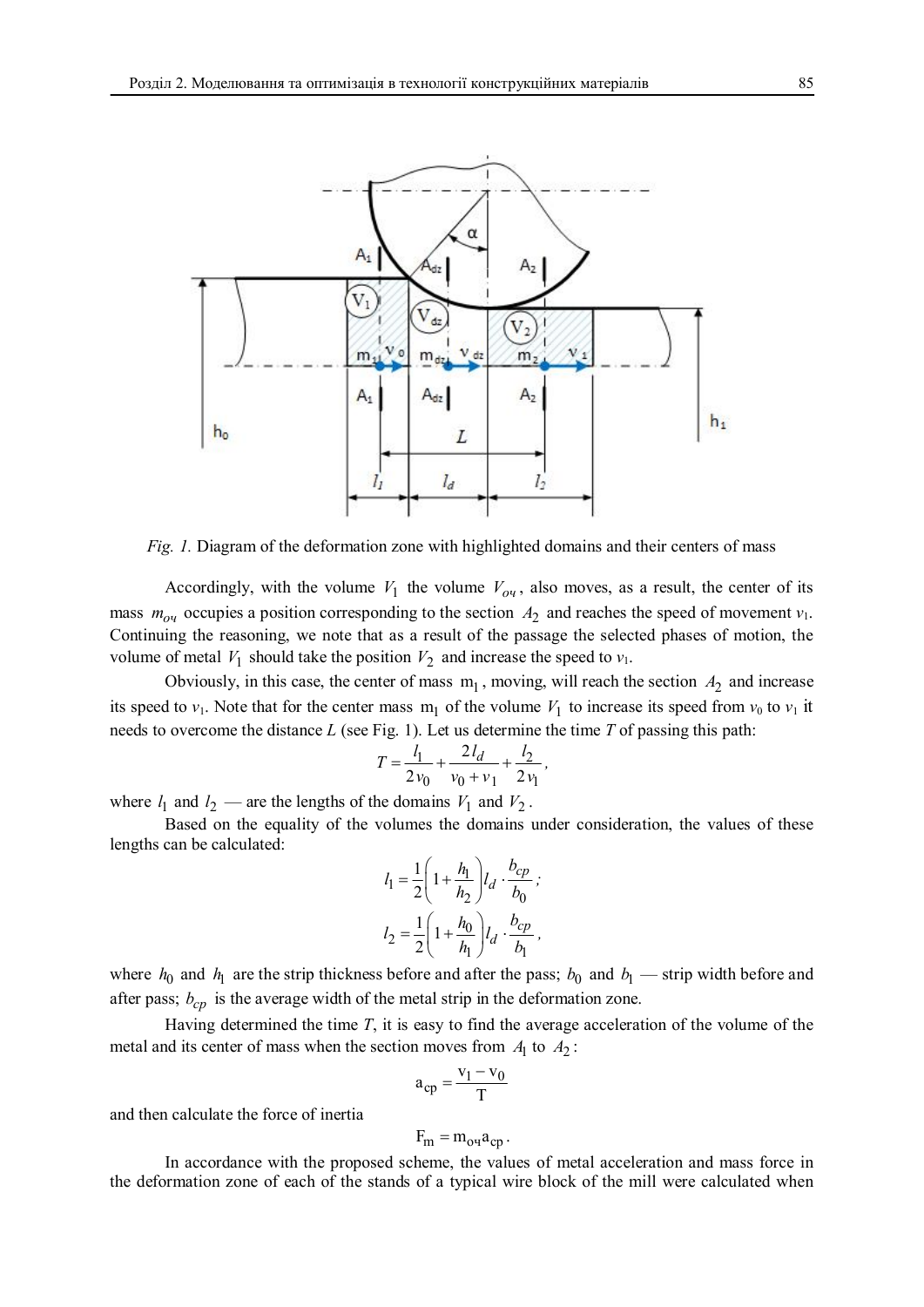*Fig. 1.* Diagram of the deformation zone with highlighted domains and their centers of mass

Accordingly, with the volume $V_1$ the volume $V_{оч}$, also moves, as a result, the center of its mass $m_{оч}$ occupies a position corresponding to the section $A_2$ and reaches the speed of movement $v_1$. Continuing the reasoning, we note that as a result of the passage the selected phases of motion, the volume of metal $V_1$ should take the position $V_2$ and increase the speed to $v_1$.

Obviously, in this case, the center of mass $m_1$, moving, will reach the section $A_2$ and increase its speed to $v_1$. Note that for the center mass $m_1$ of the volume $V_1$ to increase its speed from $v_0$ to $v_1$ it needs to overcome the distance $L$ (see Fig. 1). Let us determine the time $T$ of passing this path:

$$T = \frac{l_1}{2v_0} + \frac{2l_d}{v_0 + v_1} + \frac{l_2}{2v_1},$$

where $l_1$ and $l_2$ — are the lengths of the domains $V_1$ and $V_2$.

Based on the equality of the volumes the domains under consideration, the values of these lengths can be calculated:

$$l_1 = \frac{1}{2}\left(1 + \frac{h_1}{h_2}\right) l_d \cdot \frac{b_{cp}}{b_0};$$

$$l_2 = \frac{1}{2}\left(1 + \frac{h_0}{h_1}\right) l_d \cdot \frac{b_{cp}}{b_1},$$

where $h_0$ and $h_1$ are the strip thickness before and after the pass; $b_0$ and $b_1$ — strip width before and after pass; $b_{cp}$ is the average width of the metal strip in the deformation zone.

Having determined the time $T$, it is easy to find the average acceleration of the volume of the metal and its center of mass when the section moves from $A_1$ to $A_2$:

$$a_{cp} = \frac{v_1 - v_0}{T}$$

and then calculate the force of inertia

$$F_m = m_{оч} a_{cp}.$$

In accordance with the proposed scheme, the values of metal acceleration and mass force in the deformation zone of each of the stands of a typical wire block of the mill were calculated when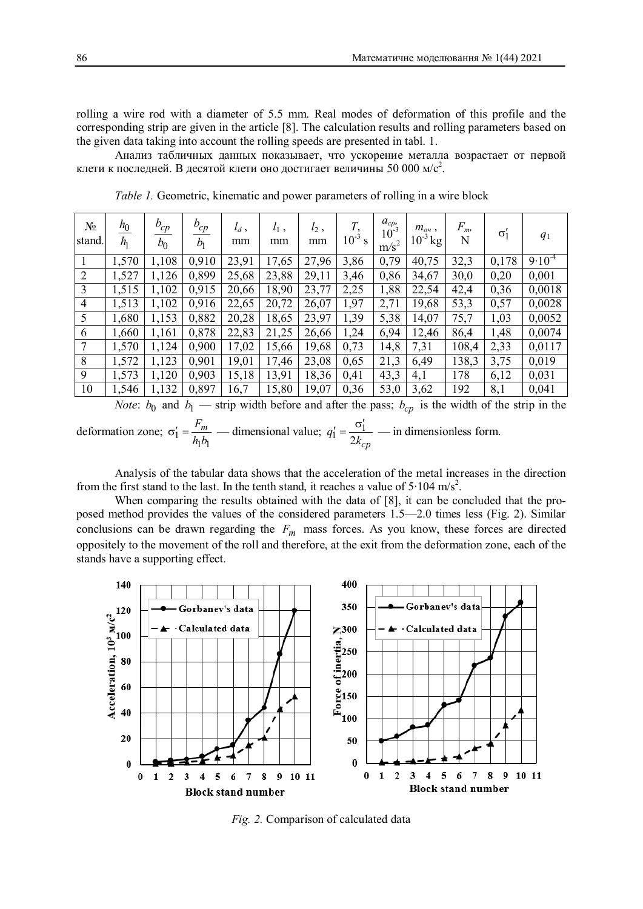rolling a wire rod with a diameter of 5.5 mm. Real modes of deformation of this profile and the corresponding strip are given in the article [8]. The calculation results and rolling parameters based on the given data taking into account the rolling speeds are presented in tabl. 1.

Анализ табличных данных показывает, что ускорение металла возрастает от первой клети к последней. В десятой клети оно достигает величины 50 000 м/с$^2$.

*Table 1.* Geometric, kinematic and power parameters of rolling in a wire block

| № stand. | $\frac{h_0}{h_1}$ | $\frac{b_{cp}}{b_0}$ | $\frac{b_{cp}}{b_1}$ | $l_d$, mm | $l_1$, mm | $l_2$, mm | $T$, $10^{-3}$ s | $a_{cp}$, $10^{-3}$ m/s$^2$ | $m_{оч}$, $10^{-3}$ kg | $F_m$, N | $\sigma_1'$ | $q_1$ |
|---|---|---|---|---|---|---|---|---|---|---|---|---|
| 1 | 1,570 | 1,108 | 0,910 | 23,91 | 17,65 | 27,96 | 3,86 | 0,79 | 40,75 | 32,3 | 0,178 | $9 \cdot 10^{-4}$ |
| 2 | 1,527 | 1,126 | 0,899 | 25,68 | 23,88 | 29,11 | 3,46 | 0,86 | 34,67 | 30,0 | 0,20 | 0,001 |
| 3 | 1,515 | 1,102 | 0,915 | 20,66 | 18,90 | 23,77 | 2,25 | 1,88 | 22,54 | 42,4 | 0,36 | 0,0018 |
| 4 | 1,513 | 1,102 | 0,916 | 22,65 | 20,72 | 26,07 | 1,97 | 2,71 | 19,68 | 53,3 | 0,57 | 0,0028 |
| 5 | 1,680 | 1,153 | 0,882 | 20,28 | 18,65 | 23,97 | 1,39 | 5,38 | 14,07 | 75,7 | 1,03 | 0,0052 |
| 6 | 1,660 | 1,161 | 0,878 | 22,83 | 21,25 | 26,66 | 1,24 | 6,94 | 12,46 | 86,4 | 1,48 | 0,0074 |
| 7 | 1,570 | 1,124 | 0,900 | 17,02 | 15,66 | 19,68 | 0,73 | 14,8 | 7,31 | 108,4 | 2,33 | 0,0117 |
| 8 | 1,572 | 1,123 | 0,901 | 19,01 | 17,46 | 23,08 | 0,65 | 21,3 | 6,49 | 138,3 | 3,75 | 0,019 |
| 9 | 1,573 | 1,120 | 0,903 | 15,18 | 13,91 | 18,36 | 0,41 | 43,3 | 4,1 | 178 | 6,12 | 0,031 |
| 10 | 1,546 | 1,132 | 0,897 | 16,7 | 15,80 | 19,07 | 0,36 | 53,0 | 3,62 | 192 | 8,1 | 0,041 |

*Note*: $b_0$ and $b_1$ — strip width before and after the pass; $b_{cp}$ is the width of the strip in the deformation zone; $\sigma_1' = \frac{F_m}{h_1 b_1}$ — dimensional value; $q_1' = \frac{\sigma_1'}{2k_{cp}}$ — in dimensionless form.

Analysis of the tabular data shows that the acceleration of the metal increases in the direction from the first stand to the last. In the tenth stand, it reaches a value of 5·104 m/s$^2$.

When comparing the results obtained with the data of [8], it can be concluded that the proposed method provides the values of the considered parameters 1.5—2.0 times less (Fig. 2). Similar conclusions can be drawn regarding the $F_m$ mass forces. As you know, these forces are directed oppositely to the movement of the roll and therefore, at the exit from the deformation zone, each of the stands have a supporting effect.

*Fig. 2.* Comparison of calculated data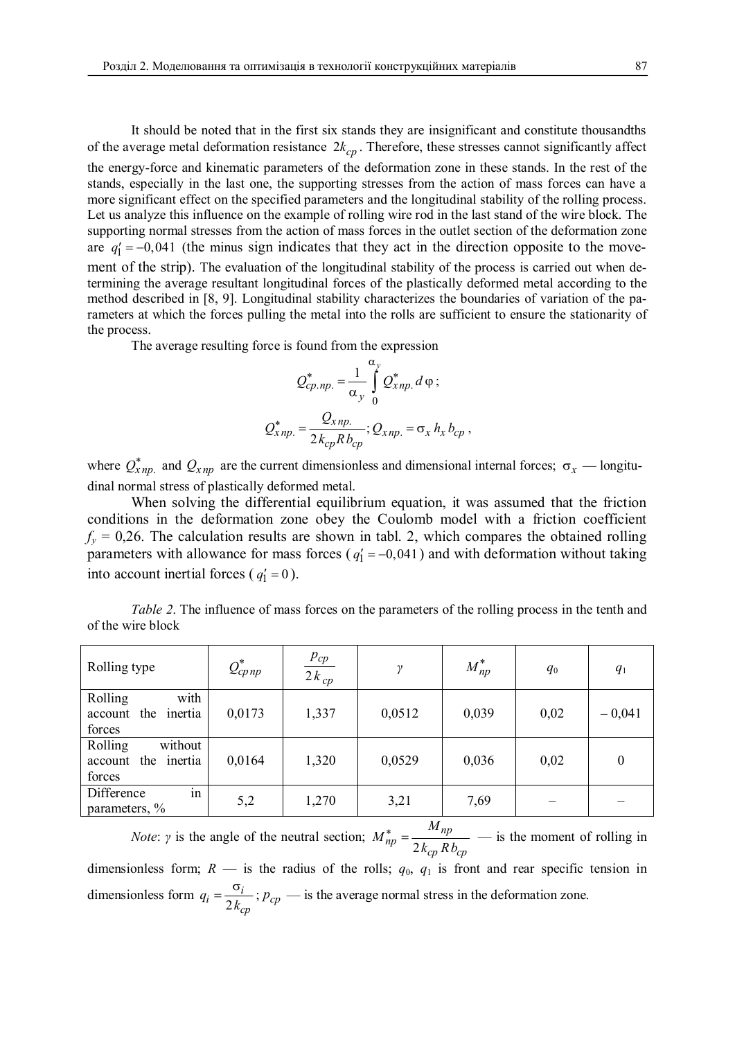It should be noted that in the first six stands they are insignificant and constitute thousandths of the average metal deformation resistance $2k_{cp}$. Therefore, these stresses cannot significantly affect the energy-force and kinematic parameters of the deformation zone in these stands. In the rest of the stands, especially in the last one, the supporting stresses from the action of mass forces can have a more significant effect on the specified parameters and the longitudinal stability of the rolling process. Let us analyze this influence on the example of rolling wire rod in the last stand of the wire block. The supporting normal stresses from the action of mass forces in the outlet section of the deformation zone are $q_1' = -0{,}041$ (the minus sign indicates that they act in the direction opposite to the movement of the strip). The evaluation of the longitudinal stability of the process is carried out when determining the average resultant longitudinal forces of the plastically deformed metal according to the method described in [8, 9]. Longitudinal stability characterizes the boundaries of variation of the parameters at which the forces pulling the metal into the rolls are sufficient to ensure the stationarity of the process.

The average resulting force is found from the expression

$$Q^*_{cp.np.} = \frac{1}{\alpha_y} \int_0^{\alpha_y} Q^*_{x\,np.}\, d\varphi;$$

$$Q^*_{x\,np.} = \frac{Q_{x\,np.}}{2k_{cp} R b_{cp}}; Q_{x\,np.} = \sigma_x h_x b_{cp},$$

where $Q^*_{x\,np.}$ and $Q_{x\,np}$ are the current dimensionless and dimensional internal forces; $\sigma_x$ — longitudinal normal stress of plastically deformed metal.

When solving the differential equilibrium equation, it was assumed that the friction conditions in the deformation zone obey the Coulomb model with a friction coefficient $f_y$ = 0,26. The calculation results are shown in tabl. 2, which compares the obtained rolling parameters with allowance for mass forces ($q_1' = -0{,}041$) and with deformation without taking into account inertial forces ($q_1' = 0$).

*Table 2*. The influence of mass forces on the parameters of the rolling process in the tenth and of the wire block

| Rolling type | $Q^*_{cp\,np}$ | $\frac{p_{cp}}{2k_{cp}}$ | $\gamma$ | $M^*_{np}$ | $q_0$ | $q_1$ |
|---|---|---|---|---|---|---|
| Rolling with account the inertia forces | 0,0173 | 1,337 | 0,0512 | 0,039 | 0,02 | – 0,041 |
| Rolling without account the inertia forces | 0,0164 | 1,320 | 0,0529 | 0,036 | 0,02 | 0 |
| Difference in parameters, % | 5,2 | 1,270 | 3,21 | 7,69 | – | – |

*Note*: $\gamma$ is the angle of the neutral section; $M^*_{np} = \frac{M_{np}}{2k_{cp} R b_{cp}}$ — is the moment of rolling in dimensionless form; $R$ — is the radius of the rolls; $q_0$, $q_1$ is front and rear specific tension in dimensionless form $q_i = \frac{\sigma_i}{2k_{cp}}$; $p_{cp}$ — is the average normal stress in the deformation zone.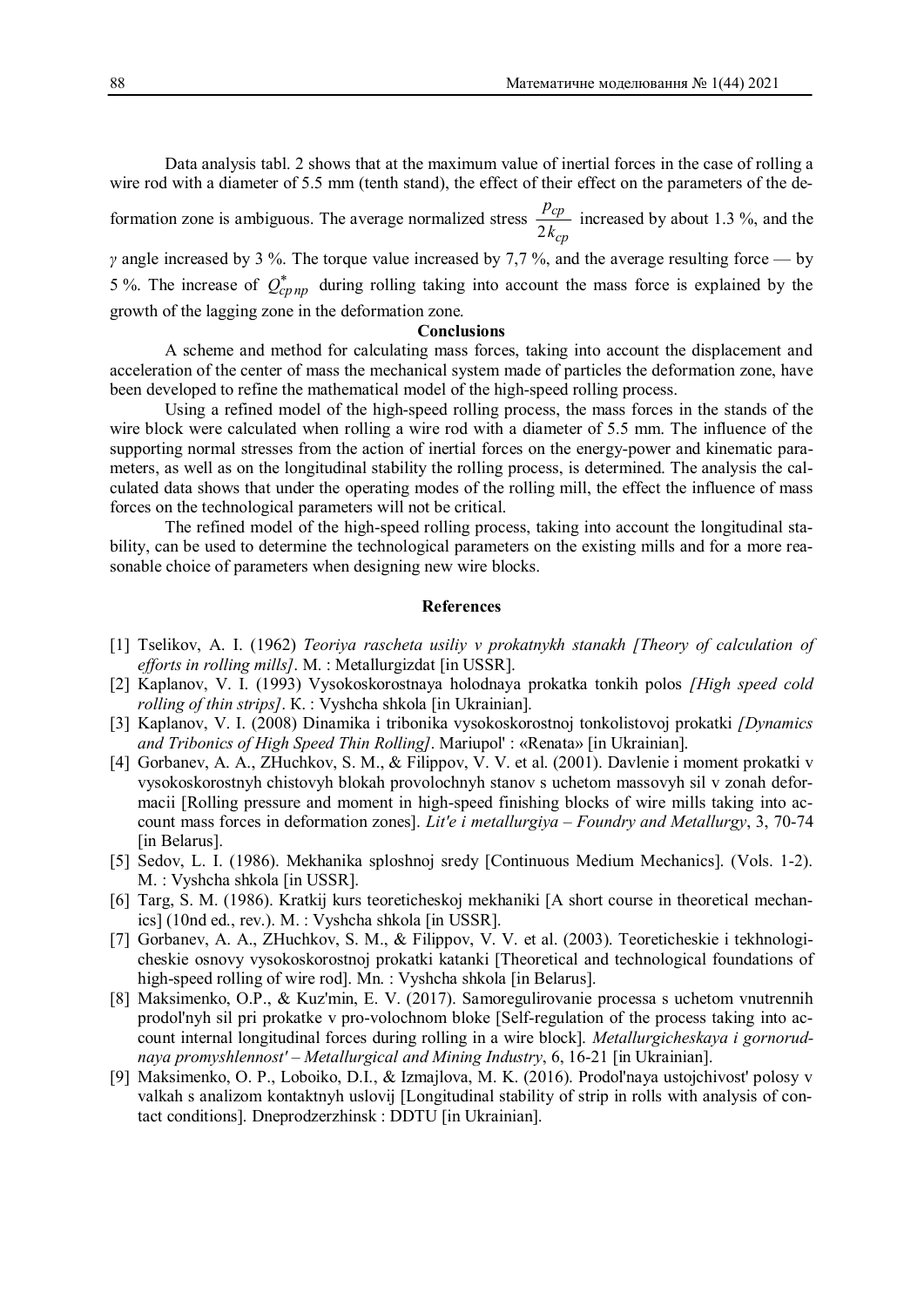Data analysis tabl. 2 shows that at the maximum value of inertial forces in the case of rolling a wire rod with a diameter of 5.5 mm (tenth stand), the effect of their effect on the parameters of the deformation zone is ambiguous. The average normalized stress $\frac{p_{cp}}{2k_{cp}}$ increased by about 1.3 %, and the $\gamma$ angle increased by 3 %. The torque value increased by 7,7 %, and the average resulting force — by 5 %. The increase of $Q^{*}_{cp\,np}$ during rolling taking into account the mass force is explained by the growth of the lagging zone in the deformation zone.

**Conclusions**

A scheme and method for calculating mass forces, taking into account the displacement and acceleration of the center of mass the mechanical system made of particles the deformation zone, have been developed to refine the mathematical model of the high-speed rolling process.

Using a refined model of the high-speed rolling process, the mass forces in the stands of the wire block were calculated when rolling a wire rod with a diameter of 5.5 mm. The influence of the supporting normal stresses from the action of inertial forces on the energy-power and kinematic parameters, as well as on the longitudinal stability the rolling process, is determined. The analysis the calculated data shows that under the operating modes of the rolling mill, the effect the influence of mass forces on the technological parameters will not be critical.

The refined model of the high-speed rolling process, taking into account the longitudinal stability, can be used to determine the technological parameters on the existing mills and for a more reasonable choice of parameters when designing new wire blocks.

**References**

[1] Tselikov, A. I. (1962) *Teoriya rascheta usiliy v prokatnykh stanakh [Theory of calculation of efforts in rolling mills]*. M. : Metallurgizdat [in USSR].

[2] Kaplanov, V. I. (1993) Vysokoskorostnaya holodnaya prokatka tonkih polos *[High speed cold rolling of thin strips]*. K. : Vyshcha shkola [in Ukrainian].

[3] Kaplanov, V. I. (2008) Dinamika i tribonika vysokoskorostnoj tonkolistovoj prokatki *[Dynamics and Tribonics of High Speed Thin Rolling]*. Mariupol' : «Renata» [in Ukrainian].

[4] Gorbanev, A. A., ZHuchkov, S. M., & Filippov, V. V. et al. (2001). Davlenie i moment prokatki v vysokoskorostnyh chistovyh blokah provolochnyh stanov s uchetom massovyh sil v zonah deformacii [Rolling pressure and moment in high-speed finishing blocks of wire mills taking into account mass forces in deformation zones]. *Lit'e i metallurgiya – Foundry and Metallurgy*, 3, 70-74 [in Belarus].

[5] Sedov, L. I. (1986). Mekhanika sploshnoj sredy [Continuous Medium Mechanics]. (Vols. 1-2). M. : Vyshcha shkola [in USSR].

[6] Targ, S. M. (1986). Kratkij kurs teoreticheskoj mekhaniki [A short course in theoretical mechanics] (10nd ed., rev.). M. : Vyshcha shkola [in USSR].

[7] Gorbanev, A. A., ZHuchkov, S. M., & Filippov, V. V. et al. (2003). Teoreticheskie i tekhnologicheskie osnovy vysokoskorostnoj prokatki katanki [Theoretical and technological foundations of high-speed rolling of wire rod]. Mn. : Vyshcha shkola [in Belarus].

[8] Maksimenko, O.P., & Kuz'min, E. V. (2017). Samoregulirovanie processa s uchetom vnutrennih prodol'nyh sil pri prokatke v pro-volochnom bloke [Self-regulation of the process taking into account internal longitudinal forces during rolling in a wire block]. *Metallurgicheskaya i gornorudnaya promyshlennost' – Metallurgical and Mining Industry*, 6, 16-21 [in Ukrainian].

[9] Maksimenko, O. P., Loboiko, D.I., & Izmajlova, M. K. (2016). Prodol'naya ustojchivost' polosy v valkah s analizom kontaktnyh uslovij [Longitudinal stability of strip in rolls with analysis of contact conditions]. Dneprodzerzhinsk : DDTU [in Ukrainian].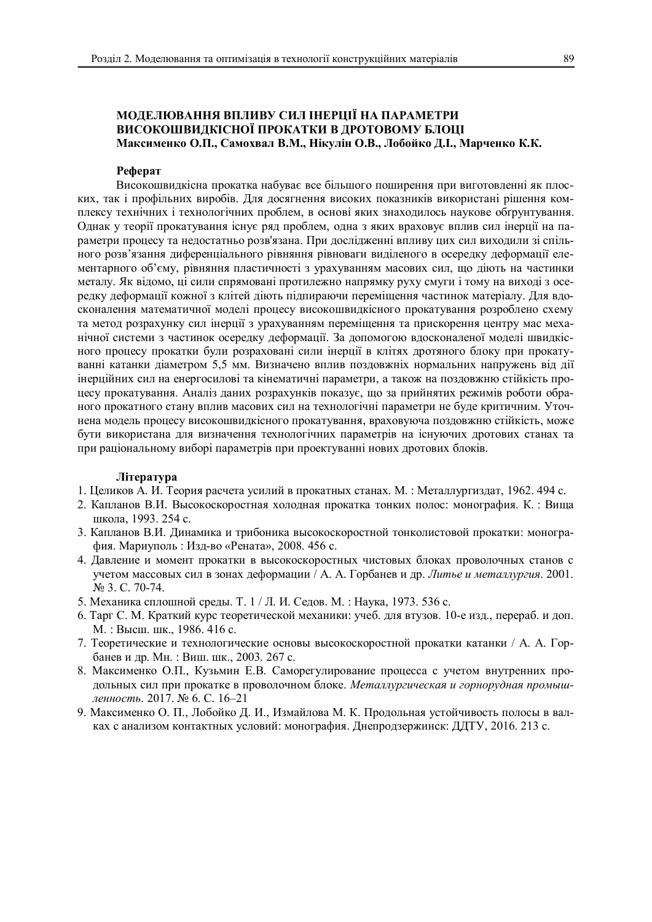## МОДЕЛЮВАННЯ ВПЛИВУ СИЛ ІНЕРЦІЇ НА ПАРАМЕТРИ ВИСОКОШВИДКІСНОЇ ПРОКАТКИ В ДРОТОВОМУ БЛОЦІ

**Максименко О.П., Самохвал В.М., Нікулін О.В., Лобойко Д.І., Марченко К.К.**

### Реферат

Високошвидкісна прокатка набуває все більшого поширення при виготовленні як плоских, так і профільних виробів. Для досягнення високих показників використані рішення комплексу технічних і технологічних проблем, в основі яких знаходилось наукове обґрунтування. Однак у теорії прокатування існує ряд проблем, одна з яких враховує вплив сил інерції на параметри процесу та недостатньо розв'язана. При дослідженні впливу цих сил виходили зі спільного розв'язання диференціального рівняння рівноваги виділеного в осередку деформації елементарного об'єму, рівняння пластичності з урахуванням масових сил, що діють на частинки металу. Як відомо, ці сили спрямовані протилежно напрямку руху смуги і тому на виході з осередку деформації кожної з клітей діють підпираючи переміщення частинок матеріалу. Для вдосконалення математичної моделі процесу високошвидкісного прокатування розроблено схему та метод розрахунку сил інерції з урахуванням переміщення та прискорення центру мас механічної системи з частинок осередку деформації. За допомогою вдосконаленої моделі швидкісного процесу прокатки були розраховані сили інерції в клітях дротяного блоку при прокатуванні катанки діаметром 5,5 мм. Визначено вплив поздовжніх нормальних напружень від дії інерційних сил на енергосилові та кінематичні параметри, а також на поздовжню стійкість процесу прокатування. Аналіз даних розрахунків показує, що за прийнятих режимів роботи обраного прокатного стану вплив масових сил на технологічні параметри не буде критичним. Уточнена модель процесу високошвидкісного прокатування, враховуюча поздовжню стійкість, може бути використана для визначення технологічних параметрів на існуючих дротових станах та при раціональному виборі параметрів при проектуванні нових дротових блоків.

### Література

1. Целиков А. И. Теория расчета усилий в прокатных станах. М. : Металлургиздат, 1962. 494 с.
2. Капланов В.И. Высокоскоростная холодная прокатка тонких полос: монография. К. : Вища школа, 1993. 254 с.
3. Капланов В.И. Динамика и трибоника высокоскоростной тонколистовой прокатки: монография. Мариуполь : Изд-во «Рената», 2008. 456 с.
4. Давление и момент прокатки в высокоскоростных чистовых блоках проволочных станов с учетом массовых сил в зонах деформации / А. А. Горбанев и др. *Литье и металлургия*. 2001. № 3. С. 70-74.
5. Механика сплошной среды. Т. 1 / Л. И. Седов. М. : Наука, 1973. 536 с.
6. Тарг С. М. Краткий курс теоретической механики: учеб. для втузов. 10-е изд., перераб. и доп. М. : Высш. шк., 1986. 416 с.
7. Теоретические и технологические основы высокоскоростной прокатки катанки / А. А. Горбанев и др. Мн. : Виш. шк., 2003. 267 с.
8. Максименко О.П., Кузьмин Е.В. Саморегулирование процесса с учетом внутренних продольных сил при прокатке в проволочном блоке. *Металлургическая и горнорудная промышленность*. 2017. № 6. С. 16–21
9. Максименко О. П., Лобойко Д. И., Измайлова М. К. Продольная устойчивость полосы в валках с анализом контактных условий: монография. Днепродзержинск: ДДТУ, 2016. 213 с.